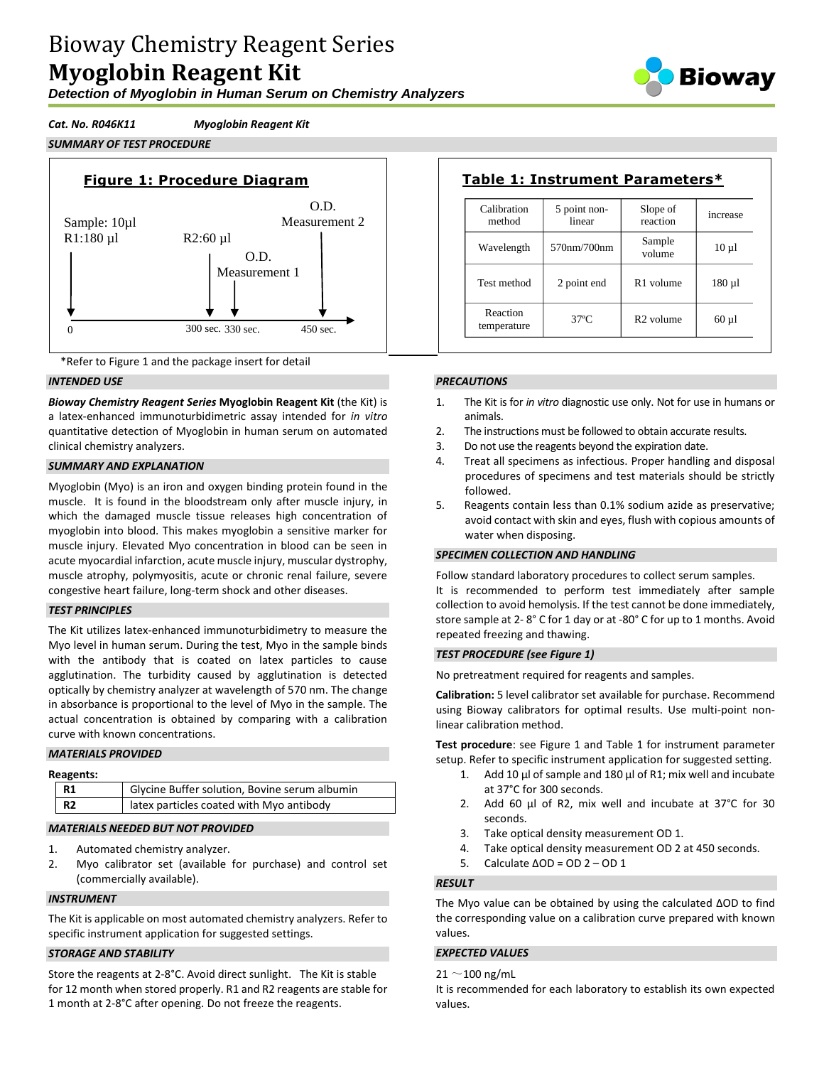# Bioway Chemistry Reagent Series
# **Myoglobin Reagent Kit**

***Detection of Myoglobin in Human Serum on Chemistry Analyzers***

***Cat. No. R046K11*** ***Myoglobin Reagent Kit***

## *SUMMARY OF TEST PROCEDURE*

**Figure 1: Procedure Diagram**

Sample: 10µl
R1:180 µl (0)

R2:60 µl (300 sec.)

O.D. Measurement 1 (330 sec.)

O.D. Measurement 2 (450 sec.)

\*Refer to Figure 1 and the package insert for detail

**Table 1: Instrument Parameters\***

| Calibration method | 5 point non-linear | Slope of reaction | increase |
|---|---|---|---|
| Wavelength | 570nm/700nm | Sample volume | 10 µl |
| Test method | 2 point end | R1 volume | 180 µl |
| Reaction temperature | 37°C | R2 volume | 60 µl |

## *INTENDED USE*

***Bioway Chemistry Reagent Series*** **Myoglobin Reagent Kit** (the Kit) is a latex-enhanced immunoturbidimetric assay intended for *in vitro* quantitative detection of Myoglobin in human serum on automated clinical chemistry analyzers.

## *SUMMARY AND EXPLANATION*

Myoglobin (Myo) is an iron and oxygen binding protein found in the muscle. It is found in the bloodstream only after muscle injury, in which the damaged muscle tissue releases high concentration of myoglobin into blood. This makes myoglobin a sensitive marker for muscle injury. Elevated Myo concentration in blood can be seen in acute myocardial infarction, acute muscle injury, muscular dystrophy, muscle atrophy, polymyositis, acute or chronic renal failure, severe congestive heart failure, long-term shock and other diseases.

## *TEST PRINCIPLES*

The Kit utilizes latex-enhanced immunoturbidimetry to measure the Myo level in human serum. During the test, Myo in the sample binds with the antibody that is coated on latex particles to cause agglutination. The turbidity caused by agglutination is detected optically by chemistry analyzer at wavelength of 570 nm. The change in absorbance is proportional to the level of Myo in the sample. The actual concentration is obtained by comparing with a calibration curve with known concentrations.

## *MATERIALS PROVIDED*

**Reagents:**

| | |
|---|---|
| **R1** | Glycine Buffer solution, Bovine serum albumin |
| **R2** | latex particles coated with Myo antibody |

## *MATERIALS NEEDED BUT NOT PROVIDED*

1. Automated chemistry analyzer.
2. Myo calibrator set (available for purchase) and control set (commercially available).

## *INSTRUMENT*

The Kit is applicable on most automated chemistry analyzers. Refer to specific instrument application for suggested settings.

## *STORAGE AND STABILITY*

Store the reagents at 2-8°C. Avoid direct sunlight. The Kit is stable for 12 month when stored properly. R1 and R2 reagents are stable for 1 month at 2-8°C after opening. Do not freeze the reagents.

## *PRECAUTIONS*

1. The Kit is for *in vitro* diagnostic use only. Not for use in humans or animals.
2. The instructions must be followed to obtain accurate results.
3. Do not use the reagents beyond the expiration date.
4. Treat all specimens as infectious. Proper handling and disposal procedures of specimens and test materials should be strictly followed.
5. Reagents contain less than 0.1% sodium azide as preservative; avoid contact with skin and eyes, flush with copious amounts of water when disposing.

## *SPECIMEN COLLECTION AND HANDLING*

Follow standard laboratory procedures to collect serum samples.
It is recommended to perform test immediately after sample collection to avoid hemolysis. If the test cannot be done immediately, store sample at 2- 8° C for 1 day or at -80° C for up to 1 months. Avoid repeated freezing and thawing.

## *TEST PROCEDURE (see Figure 1)*

No pretreatment required for reagents and samples.

**Calibration:** 5 level calibrator set available for purchase. Recommend using Bioway calibrators for optimal results. Use multi-point non-linear calibration method.

**Test procedure**: see Figure 1 and Table 1 for instrument parameter setup. Refer to specific instrument application for suggested setting.

1. Add 10 µl of sample and 180 µl of R1; mix well and incubate at 37°C for 300 seconds.
2. Add 60 µl of R2, mix well and incubate at 37°C for 30 seconds.
3. Take optical density measurement OD 1.
4. Take optical density measurement OD 2 at 450 seconds.
5. Calculate ΔOD = OD 2 – OD 1

## *RESULT*

The Myo value can be obtained by using the calculated ΔOD to find the corresponding value on a calibration curve prepared with known values.

## *EXPECTED VALUES*

21 ～100 ng/mL

It is recommended for each laboratory to establish its own expected values.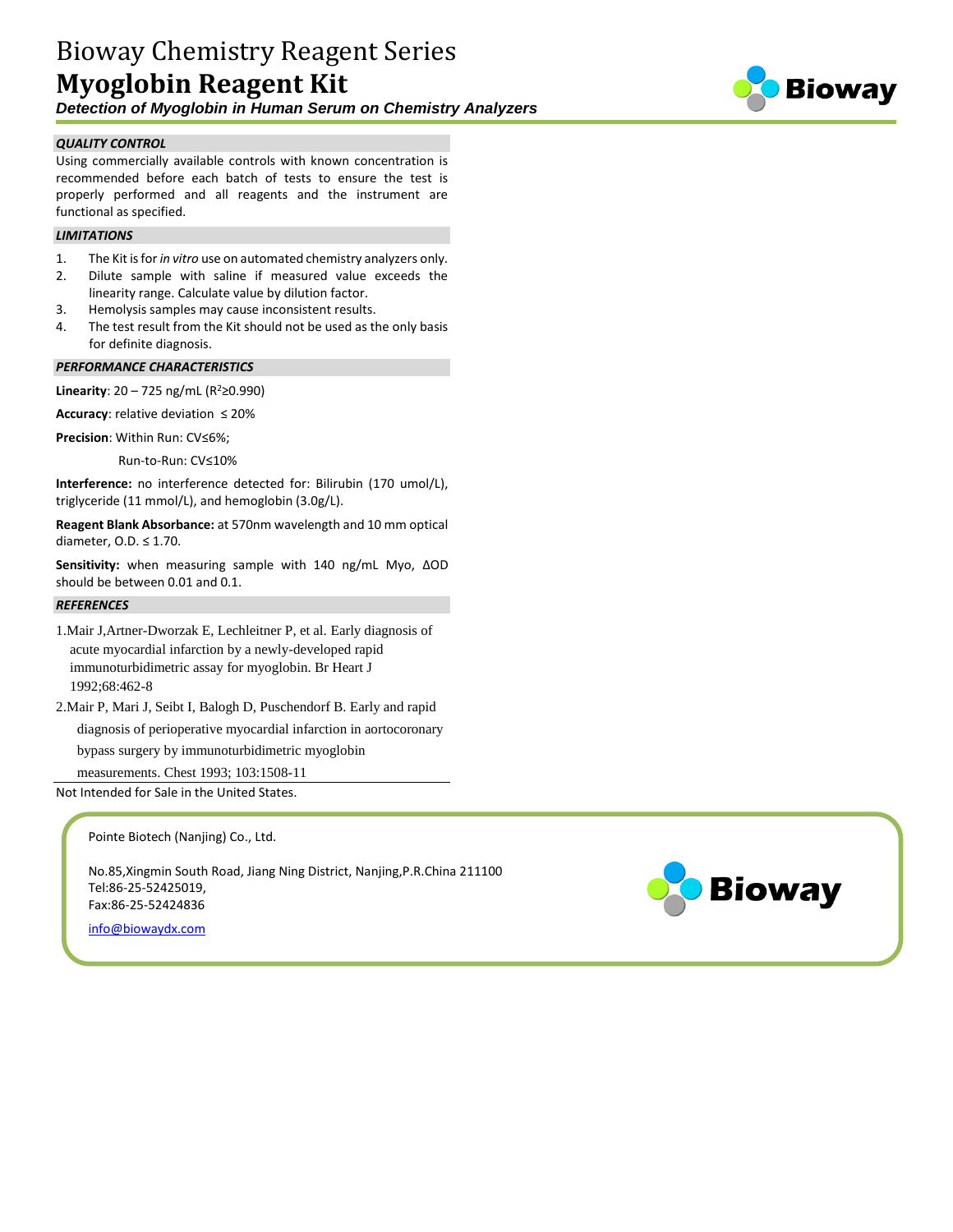## QUALITY CONTROL

Using commercially available controls with known concentration is recommended before each batch of tests to ensure the test is properly performed and all reagents and the instrument are functional as specified.

## LIMITATIONS

1. The Kit is for *in vitro* use on automated chemistry analyzers only.
2. Dilute sample with saline if measured value exceeds the linearity range. Calculate value by dilution factor.
3. Hemolysis samples may cause inconsistent results.
4. The test result from the Kit should not be used as the only basis for definite diagnosis.

## PERFORMANCE CHARACTERISTICS

**Linearity**: 20 – 725 ng/mL ($R^2 \geq 0.990$)

**Accuracy**: relative deviation ≤ 20%

**Precision**: Within Run: CV≤6%;

Run-to-Run: CV≤10%

**Interference:** no interference detected for: Bilirubin (170 umol/L), triglyceride (11 mmol/L), and hemoglobin (3.0g/L).

**Reagent Blank Absorbance:** at 570nm wavelength and 10 mm optical diameter, O.D. ≤ 1.70.

**Sensitivity:** when measuring sample with 140 ng/mL Myo, ΔOD should be between 0.01 and 0.1.

## REFERENCES

1. Mair J,Artner-Dworzak E, Lechleitner P, et al. Early diagnosis of acute myocardial infarction by a newly-developed rapid immunoturbidimetric assay for myoglobin. Br Heart J 1992;68:462-8
2. Mair P, Mari J, Seibt I, Balogh D, Puschendorf B. Early and rapid diagnosis of perioperative myocardial infarction in aortocoronary bypass surgery by immunoturbidimetric myoglobin measurements. Chest 1993; 103:1508-11

Not Intended for Sale in the United States.

Pointe Biotech (Nanjing) Co., Ltd.

No.85,Xingmin South Road, Jiang Ning District, Nanjing,P.R.China 211100
Tel:86-25-52425019,
Fax:86-25-52424836

info@biowaydx.com